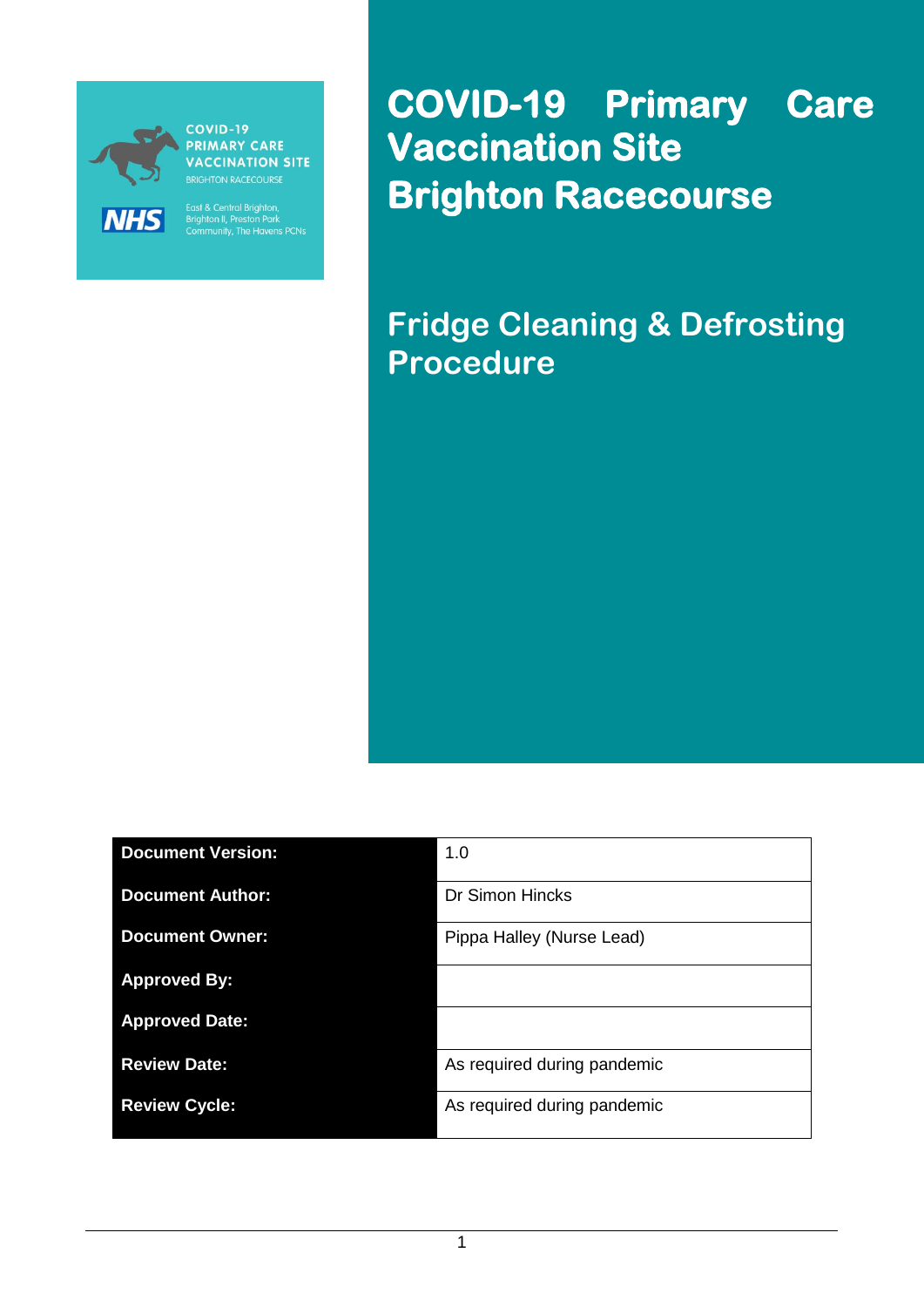COVID-19 PRIMARY CARE VACCINATION SITE
BRIGHTON RACECOURSE

NHS

East & Central Brighton, Brighton II, Preston Park Community, The Havens PCNs

# COVID-19 Primary Care Vaccination Site Brighton Racecourse

## Fridge Cleaning & Defrosting Procedure

| | |
|---|---|
| **Document Version:** | 1.0 |
| **Document Author:** | Dr Simon Hincks |
| **Document Owner:** | Pippa Halley (Nurse Lead) |
| **Approved By:** | |
| **Approved Date:** | |
| **Review Date:** | As required during pandemic |
| **Review Cycle:** | As required during pandemic |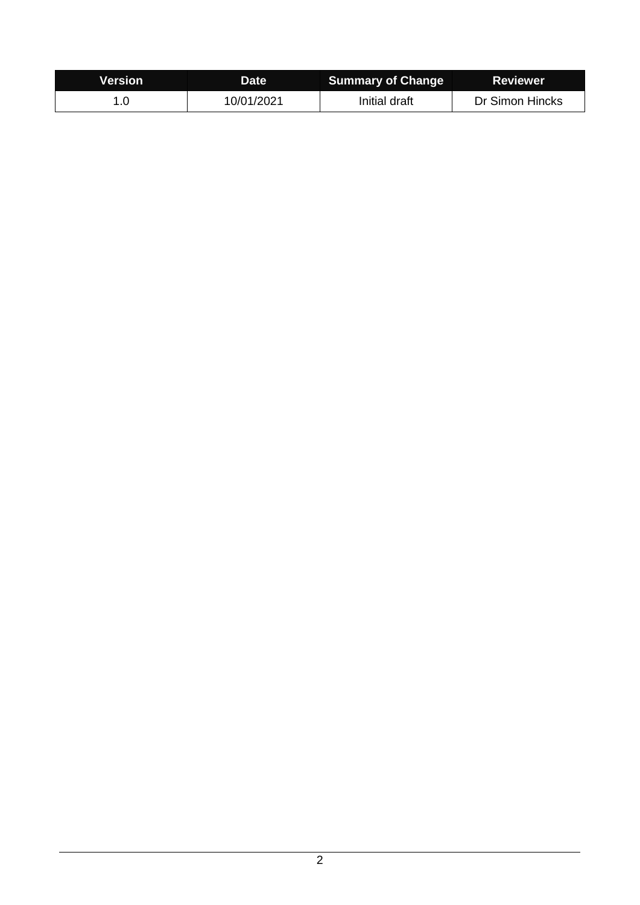| Version | Date | Summary of Change | Reviewer |
| --- | --- | --- | --- |
| 1.0 | 10/01/2021 | Initial draft | Dr Simon Hincks |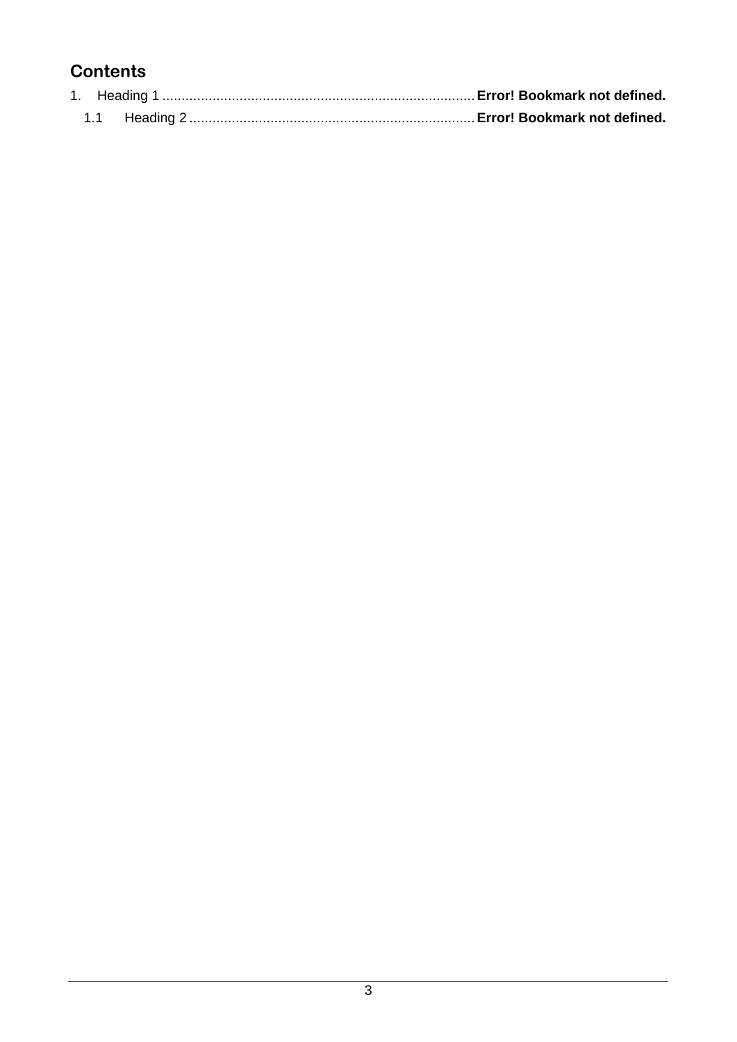## Contents

1. Heading 1 ................................................................................ **Error! Bookmark not defined.**
   1.1 Heading 2 ........................................................................ **Error! Bookmark not defined.**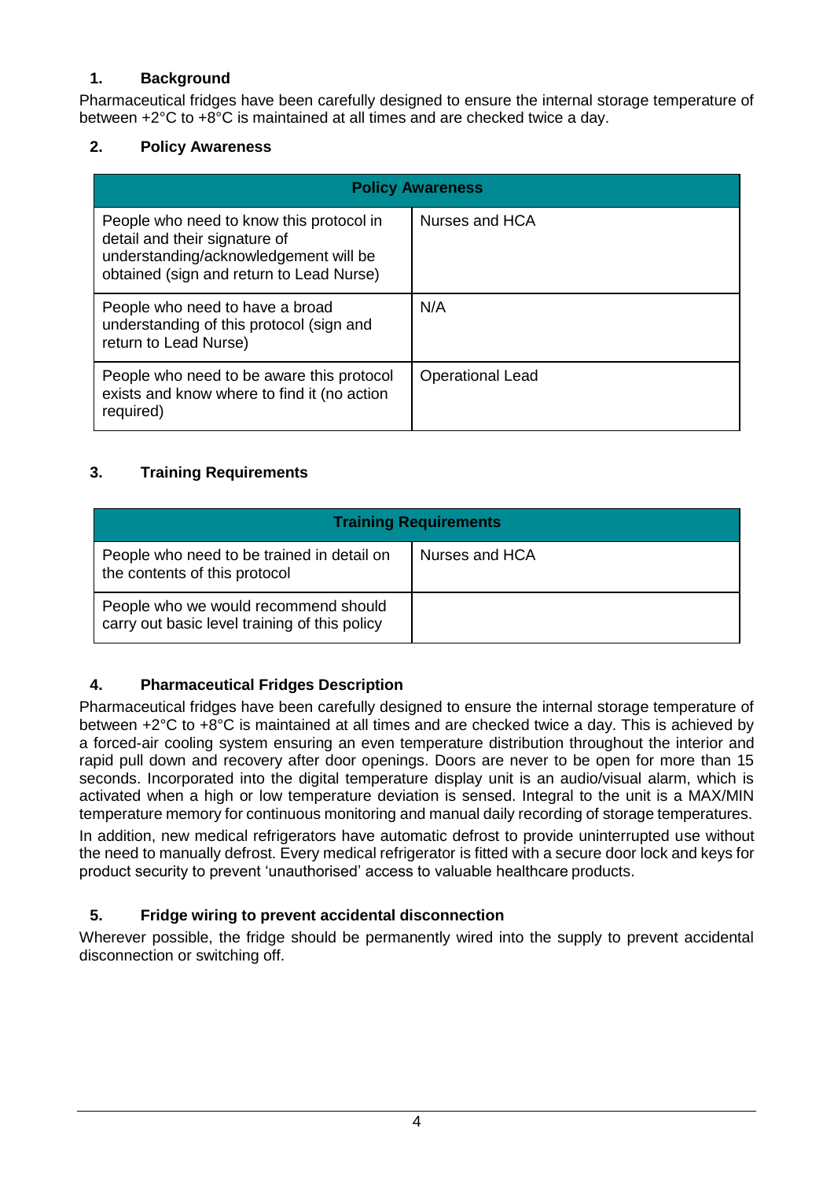## 1. Background

Pharmaceutical fridges have been carefully designed to ensure the internal storage temperature of between +2°C to +8°C is maintained at all times and are checked twice a day.

## 2. Policy Awareness

| Policy Awareness | |
|---|---|
| People who need to know this protocol in detail and their signature of understanding/acknowledgement will be obtained (sign and return to Lead Nurse) | Nurses and HCA |
| People who need to have a broad understanding of this protocol (sign and return to Lead Nurse) | N/A |
| People who need to be aware this protocol exists and know where to find it (no action required) | Operational Lead |

## 3. Training Requirements

| Training Requirements | |
|---|---|
| People who need to be trained in detail on the contents of this protocol | Nurses and HCA |
| People who we would recommend should carry out basic level training of this policy | |

## 4. Pharmaceutical Fridges Description

Pharmaceutical fridges have been carefully designed to ensure the internal storage temperature of between +2°C to +8°C is maintained at all times and are checked twice a day. This is achieved by a forced-air cooling system ensuring an even temperature distribution throughout the interior and rapid pull down and recovery after door openings. Doors are never to be open for more than 15 seconds. Incorporated into the digital temperature display unit is an audio/visual alarm, which is activated when a high or low temperature deviation is sensed. Integral to the unit is a MAX/MIN temperature memory for continuous monitoring and manual daily recording of storage temperatures.

In addition, new medical refrigerators have automatic defrost to provide uninterrupted use without the need to manually defrost. Every medical refrigerator is fitted with a secure door lock and keys for product security to prevent 'unauthorised' access to valuable healthcare products.

## 5. Fridge wiring to prevent accidental disconnection

Wherever possible, the fridge should be permanently wired into the supply to prevent accidental disconnection or switching off.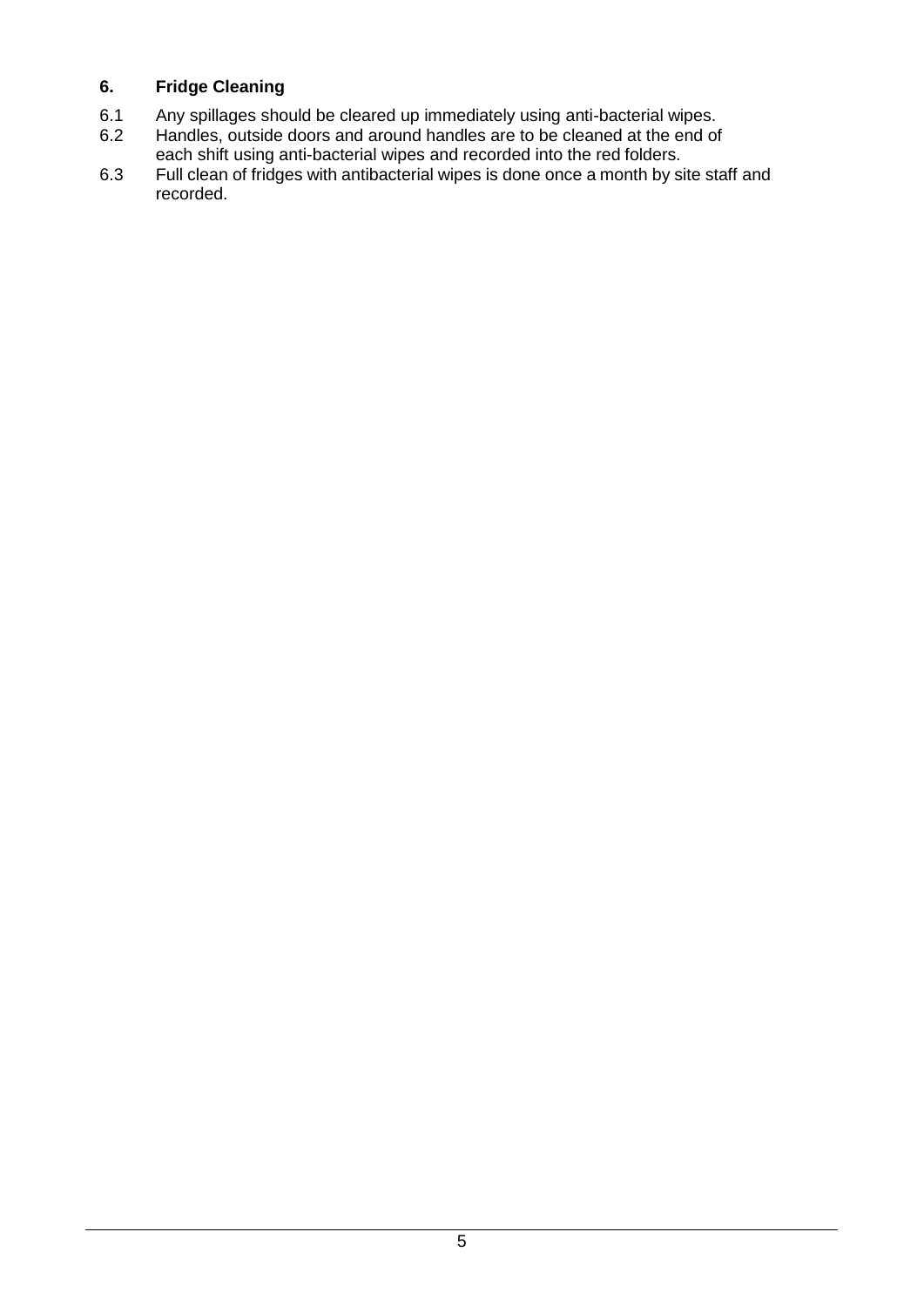## 6. Fridge Cleaning

6.1 Any spillages should be cleared up immediately using anti-bacterial wipes.

6.2 Handles, outside doors and around handles are to be cleaned at the end of each shift using anti-bacterial wipes and recorded into the red folders.

6.3 Full clean of fridges with antibacterial wipes is done once a month by site staff and recorded.